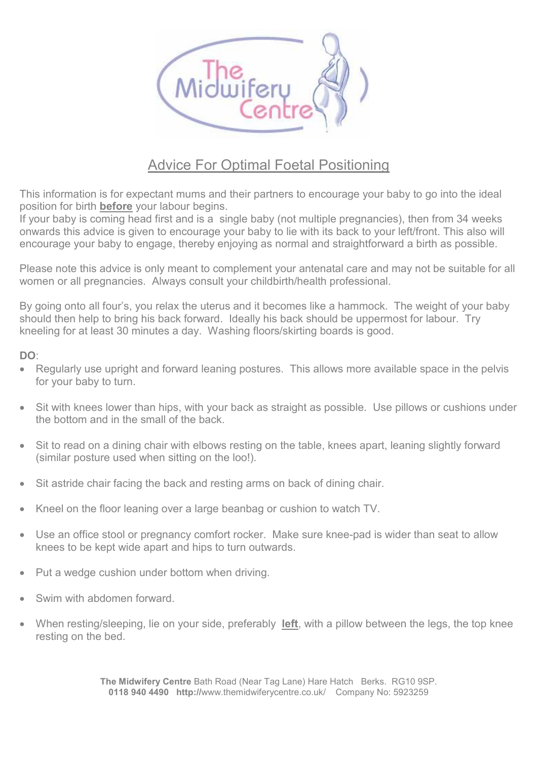# Advice For Optimal Foetal Positioning

This information is for expectant mums and their partners to encourage your baby to go into the ideal position for birth **before** your labour begins.
If your baby is coming head first and is a single baby (not multiple pregnancies), then from 34 weeks onwards this advice is given to encourage your baby to lie with its back to your left/front. This also will encourage your baby to engage, thereby enjoying as normal and straightforward a birth as possible.

Please note this advice is only meant to complement your antenatal care and may not be suitable for all women or all pregnancies. Always consult your childbirth/health professional.

By going onto all four's, you relax the uterus and it becomes like a hammock. The weight of your baby should then help to bring his back forward. Ideally his back should be uppermost for labour. Try kneeling for at least 30 minutes a day. Washing floors/skirting boards is good.

**DO**:

- Regularly use upright and forward leaning postures. This allows more available space in the pelvis for your baby to turn.
- Sit with knees lower than hips, with your back as straight as possible. Use pillows or cushions under the bottom and in the small of the back.
- Sit to read on a dining chair with elbows resting on the table, knees apart, leaning slightly forward (similar posture used when sitting on the loo!).
- Sit astride chair facing the back and resting arms on back of dining chair.
- Kneel on the floor leaning over a large beanbag or cushion to watch TV.
- Use an office stool or pregnancy comfort rocker. Make sure knee-pad is wider than seat to allow knees to be kept wide apart and hips to turn outwards.
- Put a wedge cushion under bottom when driving.
- Swim with abdomen forward.
- When resting/sleeping, lie on your side, preferably **left**, with a pillow between the legs, the top knee resting on the bed.

**The Midwifery Centre** Bath Road (Near Tag Lane) Hare Hatch Berks. RG10 9SP.
**0118 940 4490** **http://**www.themidwiferycentre.co.uk/ Company No: 5923259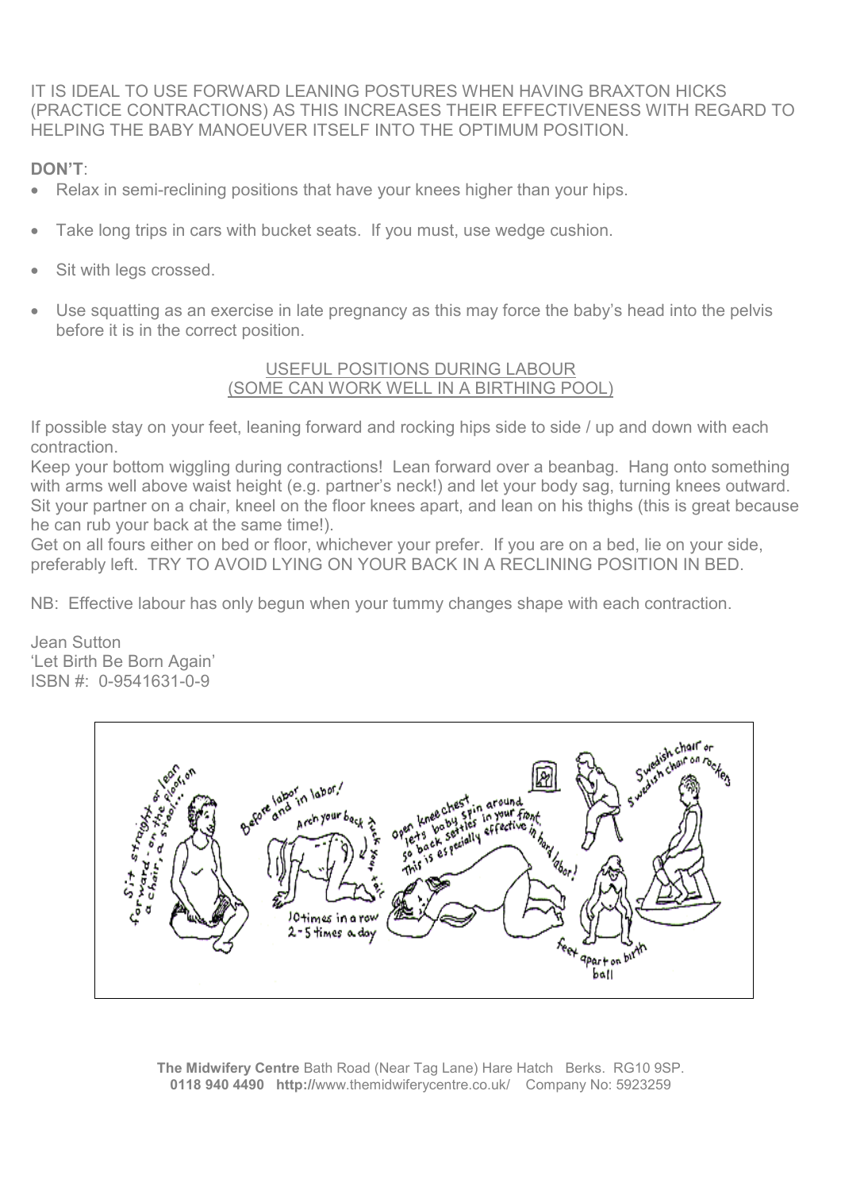IT IS IDEAL TO USE FORWARD LEANING POSTURES WHEN HAVING BRAXTON HICKS (PRACTICE CONTRACTIONS) AS THIS INCREASES THEIR EFFECTIVENESS WITH REGARD TO HELPING THE BABY MANOEUVER ITSELF INTO THE OPTIMUM POSITION.

**DON'T**:

- Relax in semi-reclining positions that have your knees higher than your hips.
- Take long trips in cars with bucket seats. If you must, use wedge cushion.
- Sit with legs crossed.
- Use squatting as an exercise in late pregnancy as this may force the baby's head into the pelvis before it is in the correct position.

## USEFUL POSITIONS DURING LABOUR (SOME CAN WORK WELL IN A BIRTHING POOL)

If possible stay on your feet, leaning forward and rocking hips side to side / up and down with each contraction.
Keep your bottom wiggling during contractions! Lean forward over a beanbag. Hang onto something with arms well above waist height (e.g. partner's neck!) and let your body sag, turning knees outward. Sit your partner on a chair, kneel on the floor knees apart, and lean on his thighs (this is great because he can rub your back at the same time!).
Get on all fours either on bed or floor, whichever your prefer. If you are on a bed, lie on your side, preferably left. TRY TO AVOID LYING ON YOUR BACK IN A RECLINING POSITION IN BED.

NB: Effective labour has only begun when your tummy changes shape with each contraction.

Jean Sutton
'Let Birth Be Born Again'
ISBN #: 0-9541631-0-9